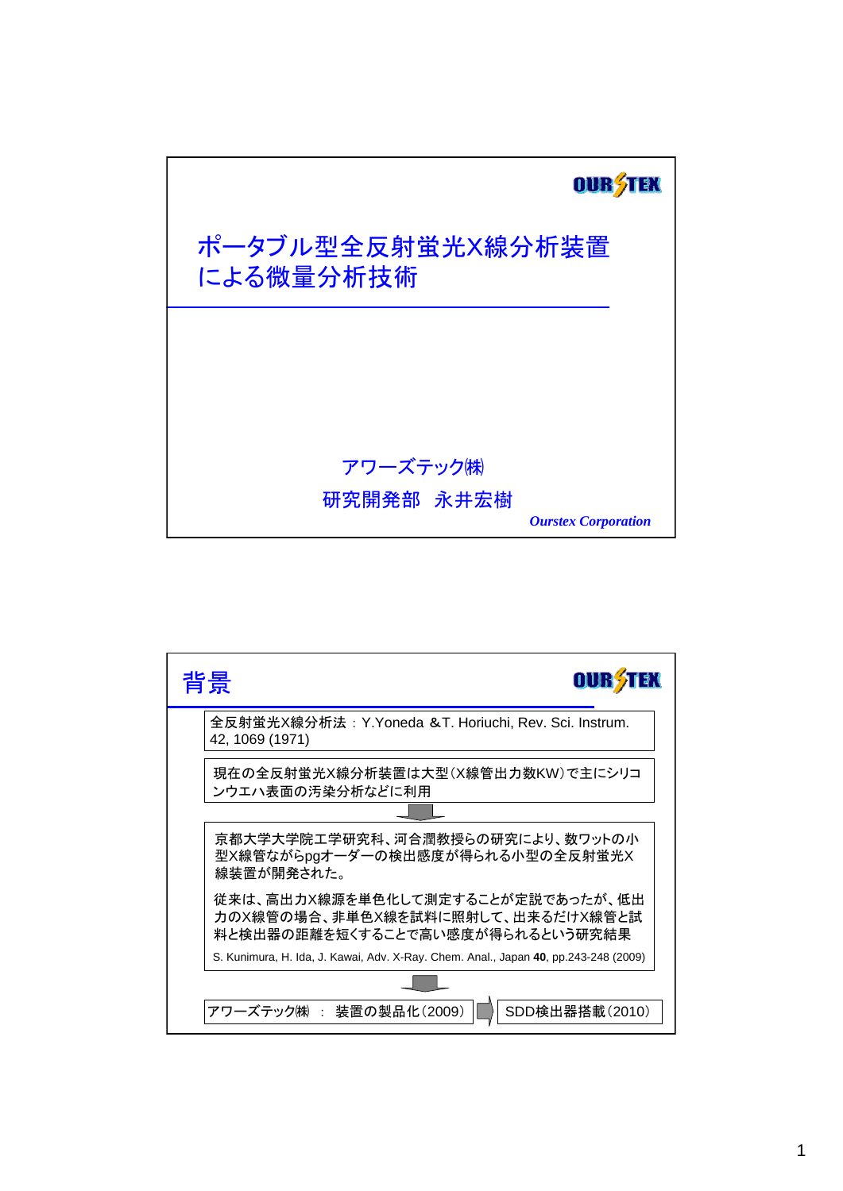OURSTEX

# ポータブル型全反射蛍光X線分析装置による微量分析技術

アワーズテック㈱

研究開発部　永井宏樹

*Ourstex Corporation*

---

## 背景

OURSTEX

全反射蛍光X線分析法：Y.Yoneda &T. Horiuchi, Rev. Sci. Instrum. 42, 1069 (1971)

現在の全反射蛍光X線分析装置は大型（X線管出力数KW）で主にシリコンウエハ表面の汚染分析などに利用

↓

京都大学大学院工学研究科、河合潤教授らの研究により、数ワットの小型X線管ながらpgオーダーの検出感度が得られる小型の全反射蛍光X線装置が開発された。

従来は、高出力X線源を単色化して測定することが定説であったが、低出力のX線管の場合、非単色X線を試料に照射して、出来るだけX線管と試料と検出器の距離を短くすることで高い感度が得られるという研究結果

S. Kunimura, H. Ida, J. Kawai, Adv. X-Ray. Chem. Anal., Japan **40**, pp.243-248 (2009)

↓

アワーズテック㈱　：　装置の製品化（2009） → SDD検出器搭載（2010）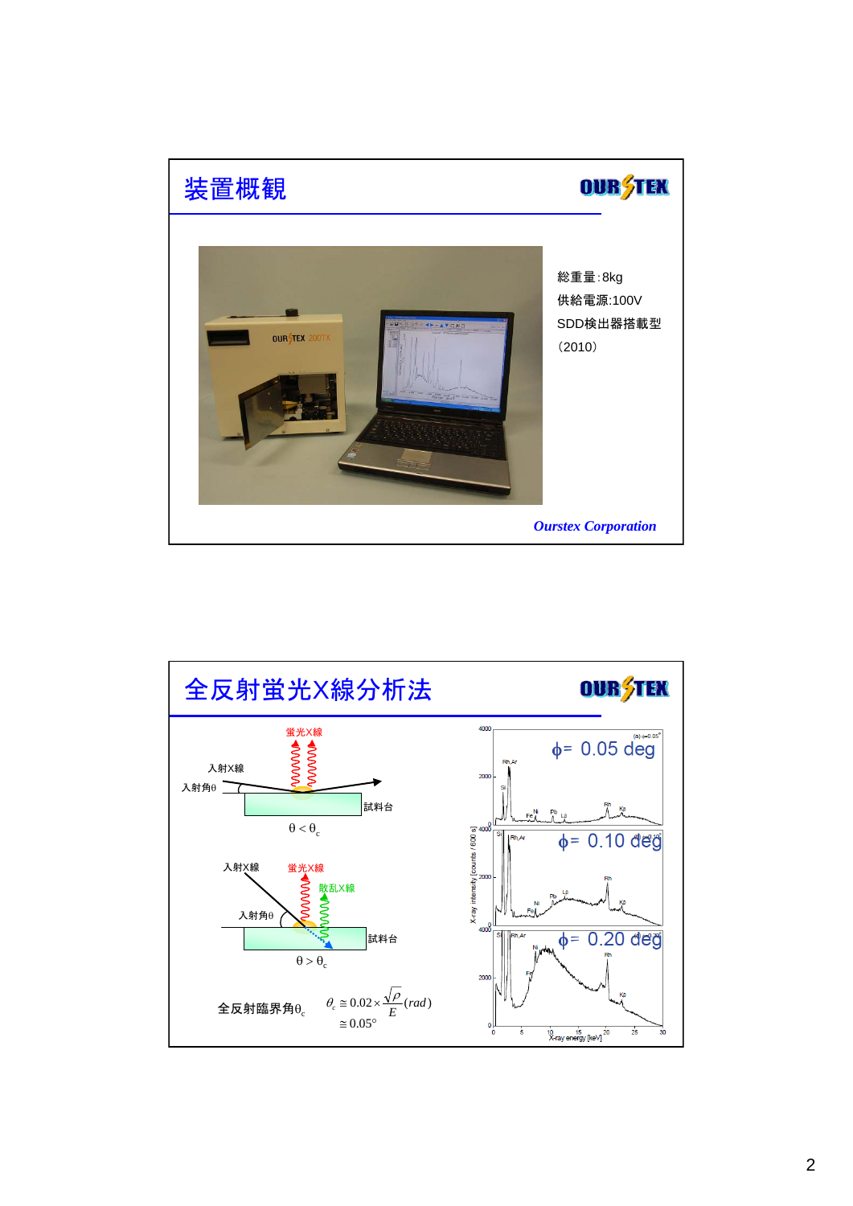## 装置概観

総重量:8kg
供給電源:100V
SDD検出器搭載型
（2010）

*Ourstex Corporation*

## 全反射蛍光X線分析法

蛍光X線

入射X線

入射角θ

試料台

$\theta < \theta_c$

入射X線

蛍光X線

散乱X線

入射角θ

試料台

$\theta > \theta_c$

全反射臨界角$\theta_c$

$$\theta_c \cong 0.02 \times \frac{\sqrt{\rho}}{E}(rad)$$
$$\cong 0.05°$$

$\phi = 0.05$ deg

$\phi = 0.10$ deg

$\phi = 0.20$ deg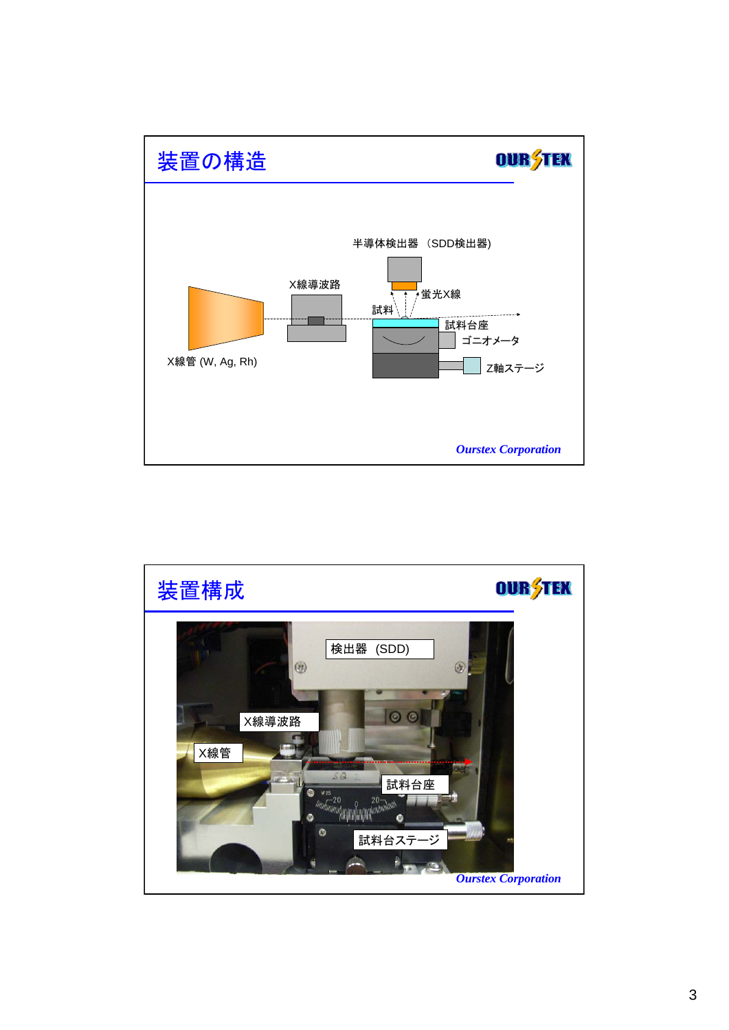# 装置の構造

半導体検出器（SDD検出器)

X線導波路

蛍光X線

試料

試料台座

ゴニオメータ

Z軸ステージ

X線管 (W, Ag, Rh)

*Ourstex Corporation*

# 装置構成

検出器 (SDD)

X線導波路

X線管

試料台座

試料台ステージ

*Ourstex Corporation*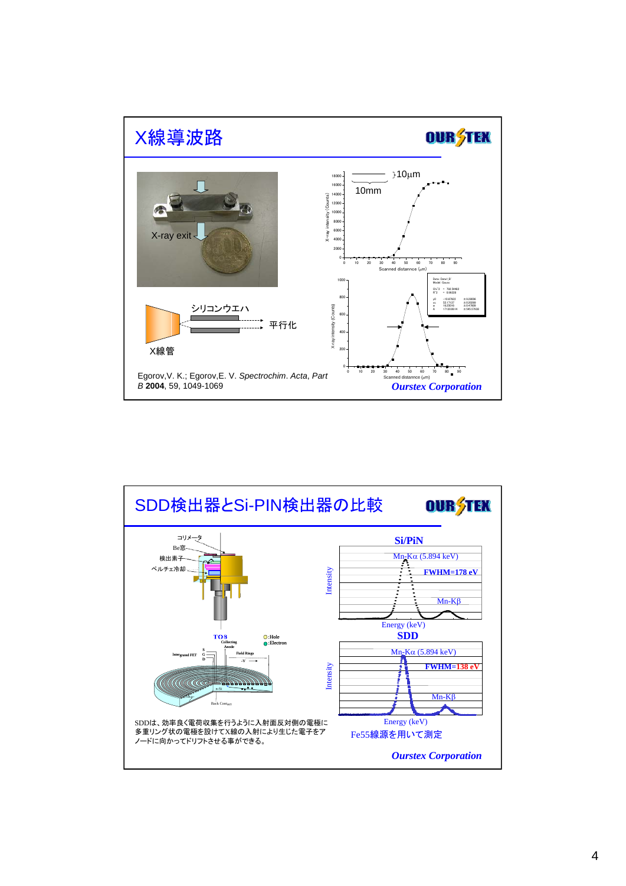# X線導波路

X-ray exit

シリコンウエハ

平行化

X線管

10μm

10mm

Egorov,V. K.; Egorov,E. V. *Spectrochim. Acta, Part B* **2004**, 59, 1049-1069

***Ourstex Corporation***

# SDD検出器とSi-PIN検出器の比較

コリメータ

Be窓

検出素子

ペルチェ冷却

**Si/PiN**

Mn-Kα (5.894 keV)

FWHM=178 eV

Mn-Kβ

Energy (keV)

**SDD**

Mn-Kα (5.894 keV)

FWHM=138 eV

Mn-Kβ

Energy (keV)

SDDは、効率良く電荷収集を行うように入射面反対側の電極に多重リング状の電極を設けてX線の入射により生じた電子をアノードに向かってドリフトさせる事ができる。

Fe55線源を用いて測定

***Ourstex Corporation***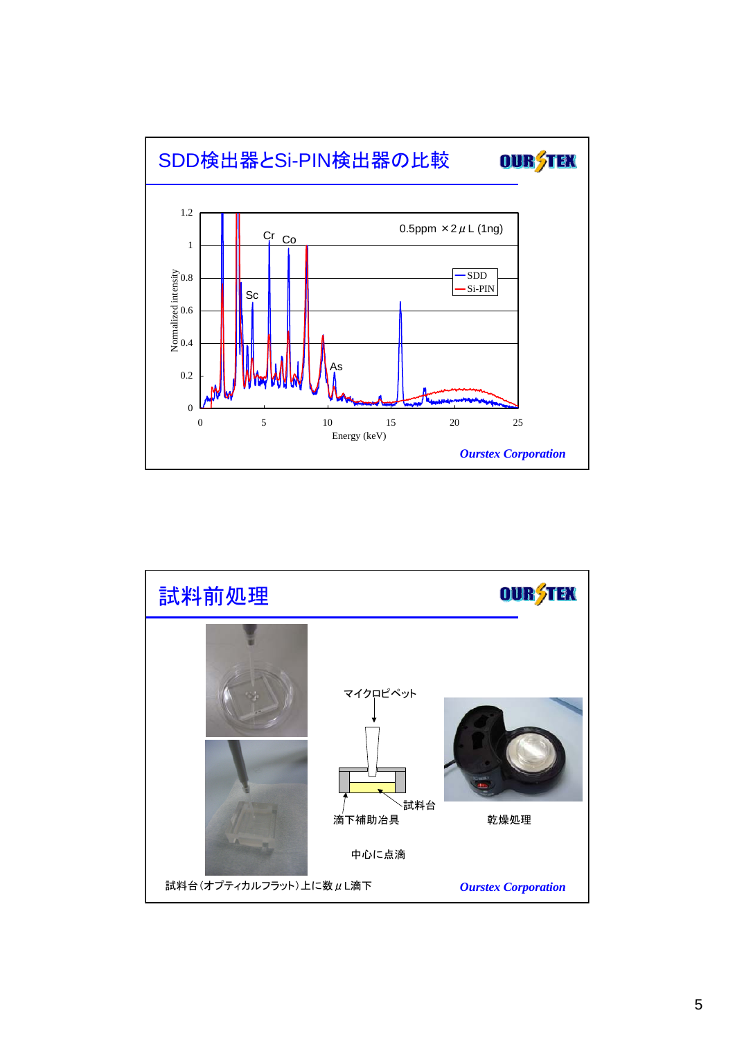# SDD検出器とSi-PIN検出器の比較

0.5ppm ×2μL (1ng)

- SDD
- Si-PIN

Normalized intensity / Energy (keV)

Sc, Cr, Co, As

*Ourstex Corporation*

# 試料前処理

マイクロピペット

試料台

滴下補助治具

中心に点滴

乾燥処理

試料台(オプティカルフラット)上に数μL滴下

*Ourstex Corporation*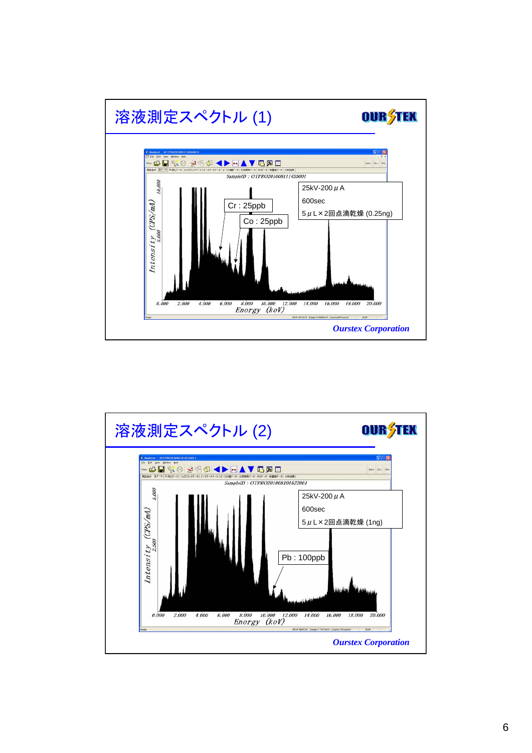# 溶液測定スペクトル (1)

OURSTEX

SampleID : OTPRO20100811145500I

25kV-200 μA

600sec

5 μL×2回点滴乾燥 (0.25ng)

Cr : 25ppb

Co : 25ppb

Intensity (CPS/mA)

10.000

5.000

0.000 2.000 4.000 6.000 8.000 10.000 12.000 14.000 16.000 18.000 20.000

Energy (keV)

*Ourstex Corporation*

# 溶液測定スペクトル (2)

OURSTEX

SampleID : OTPRO20100810162200I

25kV-200 μA

600sec

5 μL×2回点滴乾燥 (1ng)

Pb : 100ppb

Intensity (CPS/mA)

5.000

2.500

0.000 2.000 4.000 6.000 8.000 10.000 12.000 14.000 16.000 18.000 20.000

Energy (keV)

*Ourstex Corporation*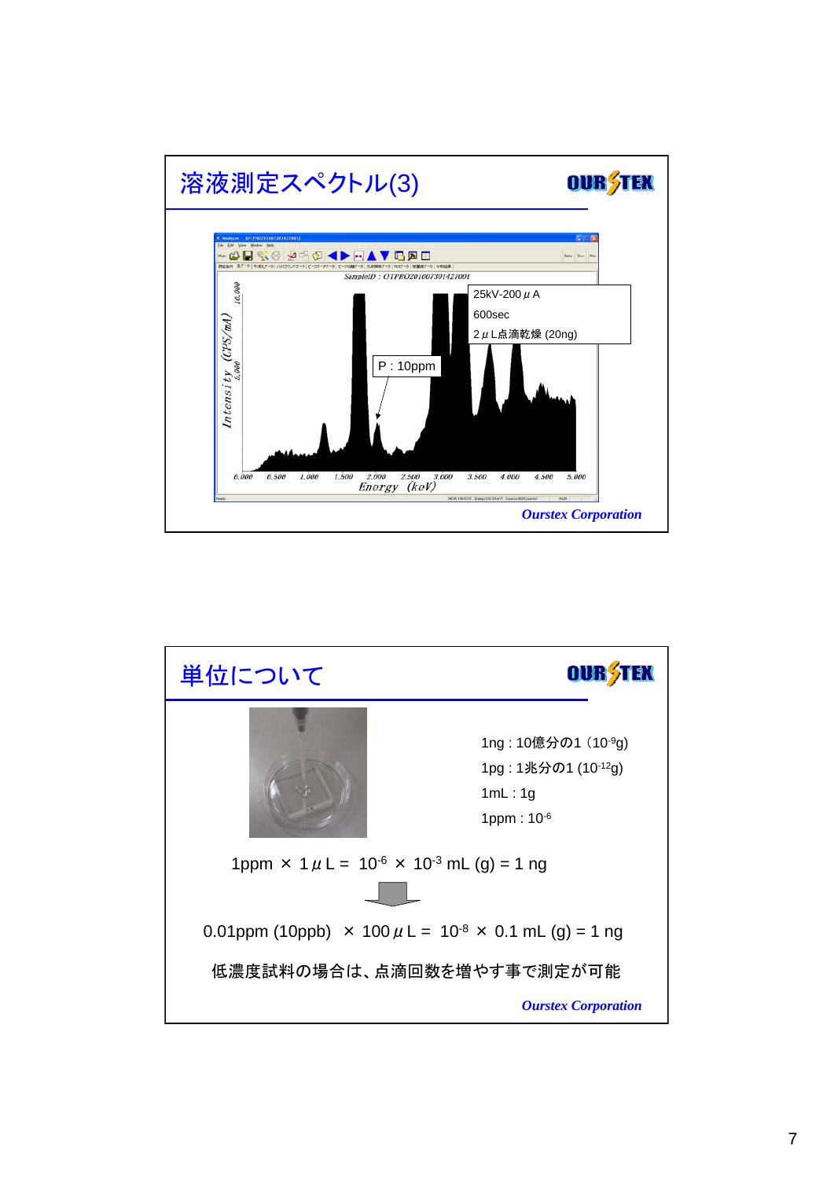## 溶液測定スペクトル(3)

25kV-200μA

600sec

2μL点滴乾燥 (20ng)

P : 10ppm

*Ourstex Corporation*

## 単位について

1ng : 10億分の1 ($10^{-9}$g)

1pg : 1兆分の1 ($10^{-12}$g)

1mL : 1g

1ppm : $10^{-6}$

1ppm × 1μL = $10^{-6}$ × $10^{-3}$ mL (g) = 1 ng

0.01ppm (10ppb) × 100μL = $10^{-8}$ × 0.1 mL (g) = 1 ng

低濃度試料の場合は、点滴回数を増やす事で測定が可能

*Ourstex Corporation*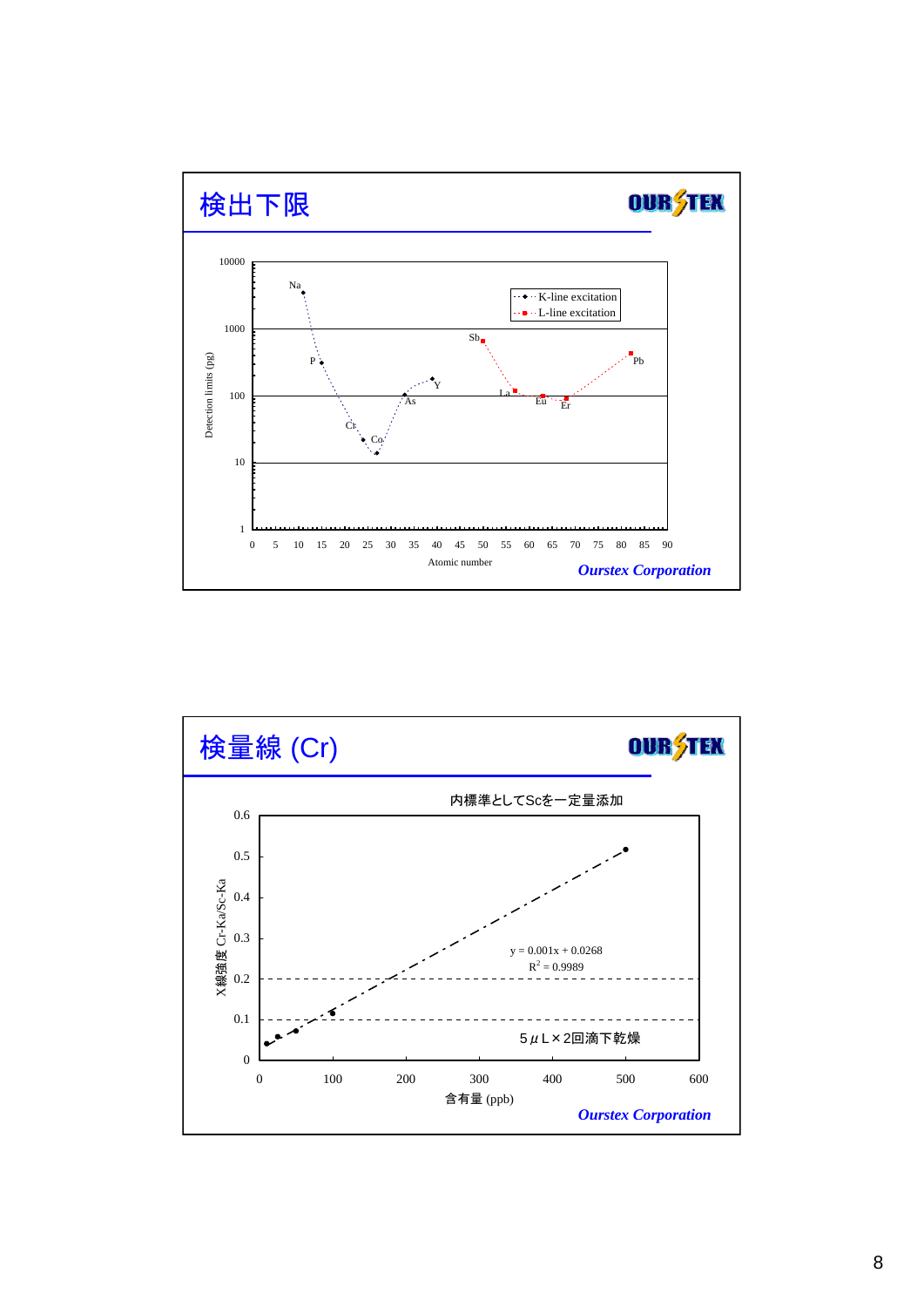## 検出下限

OURSTEX

Detection limits (pg) vs Atomic number

- K-line excitation: Na, P, Cr, Co, As, Y
- L-line excitation: Sb, La, Eu, Er, Pb

*Ourstex Corporation*

## 検量線 (Cr)

OURSTEX

内標準としてScを一定量添加

X線強度 Cr-Ka/Sc-Ka vs 含有量 (ppb)

$y = 0.001x + 0.0268$

$R^2 = 0.9989$

5μL×2回滴下乾燥

*Ourstex Corporation*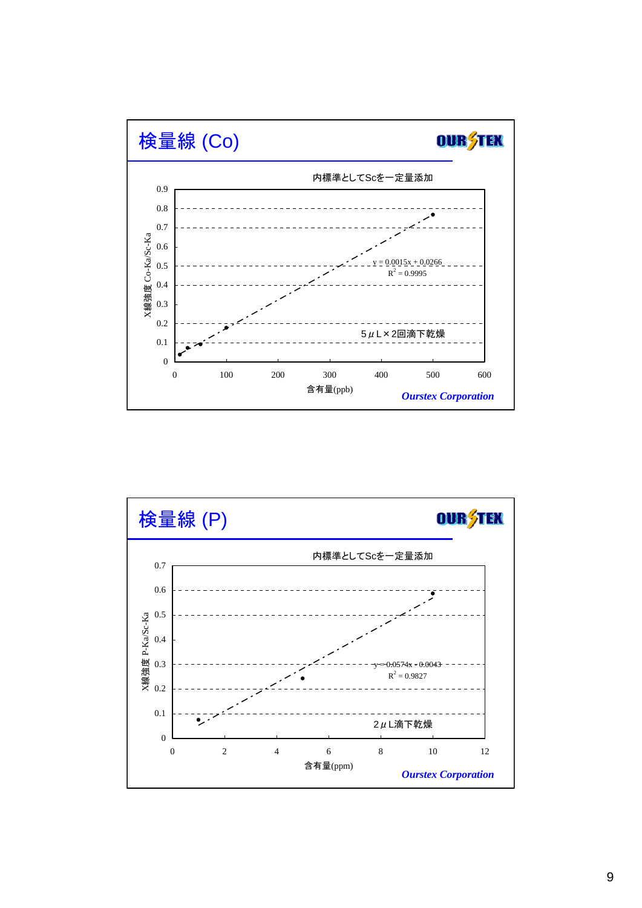# 検量線 (Co)

OURSTEX

内標準としてScを一定量添加

Y-axis: X線強度 Co-Ka/Sc-Ka (0–0.9)

X-axis: 含有量(ppb) (0–600)

$y = 0.0015x + 0.0266$

$R^2 = 0.9995$

5μL×2回滴下乾燥

*Ourstex Corporation*

# 検量線 (P)

OURSTEX

内標準としてScを一定量添加

Y-axis: X線強度 P-Ka/Sc-Ka (0–0.7)

X-axis: 含有量(ppm) (0–12)

$y = 0.0574x - 0.0043$

$R^2 = 0.9827$

2μL滴下乾燥

*Ourstex Corporation*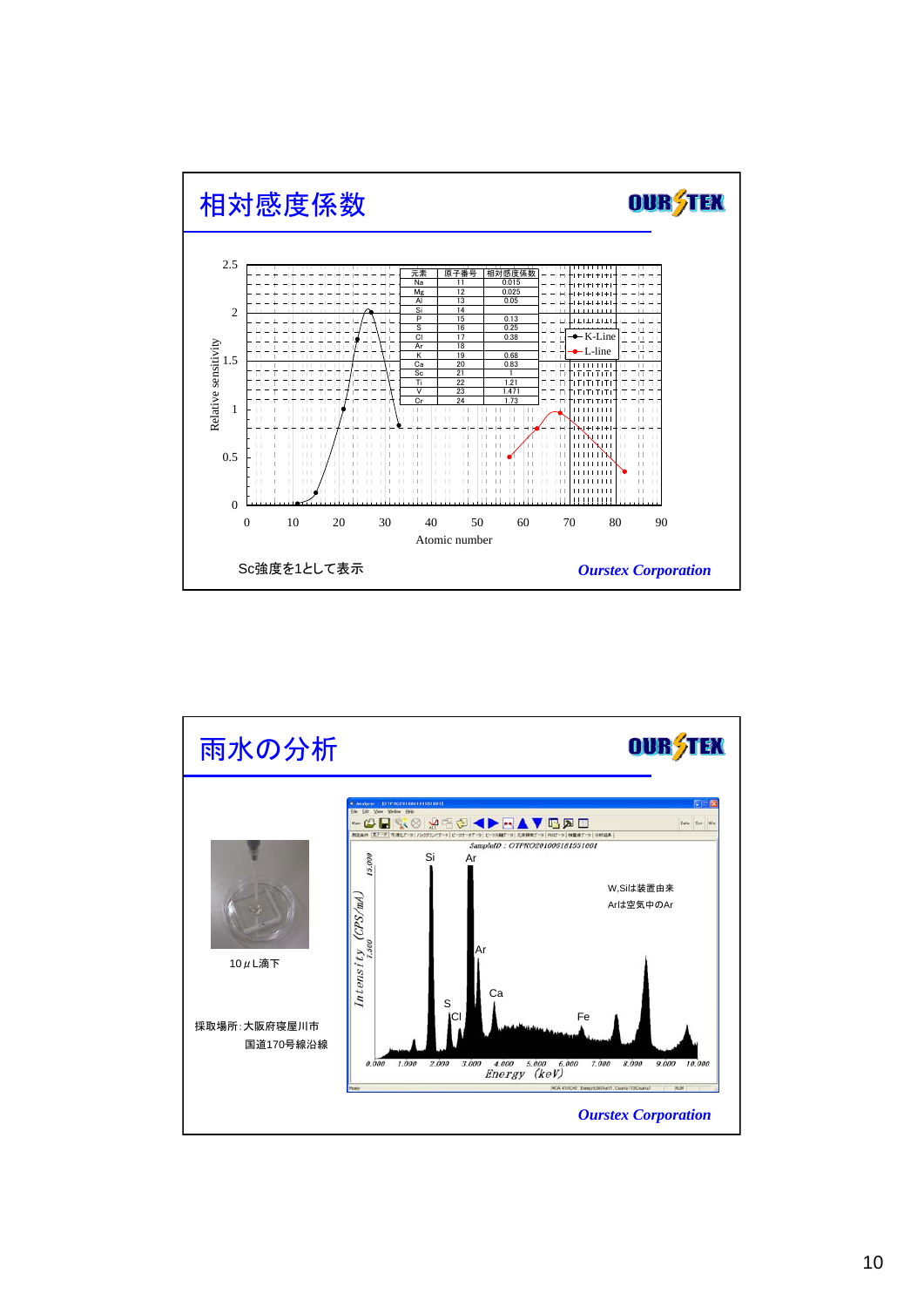## 相対感度係数

| 元素 | 原子番号 | 相対感度係数 |
|---|---|---|
| Na | 11 | 0.015 |
| Mg | 12 | 0.025 |
| Al | 13 | 0.05 |
| Si | 14 | |
| P | 15 | 0.13 |
| S | 16 | 0.25 |
| Cl | 17 | 0.38 |
| Ar | 18 | |
| K | 19 | 0.68 |
| Ca | 20 | 0.83 |
| Sc | 21 | 1 |
| Ti | 22 | 1.21 |
| V | 23 | 1.471 |
| Cr | 24 | 1.73 |

Relative sensitivity / Atomic number (K-Line, L-line)

Sc強度を1として表示

*Ourstex Corporation*

## 雨水の分析

10 μL滴下

採取場所：大阪府寝屋川市
国道170号線沿線

SampleID : OTPRO201006181551001

W,Siは装置由来
Arは空気中のAr

Intensity (CPS/mA) / Energy (keV)

*Ourstex Corporation*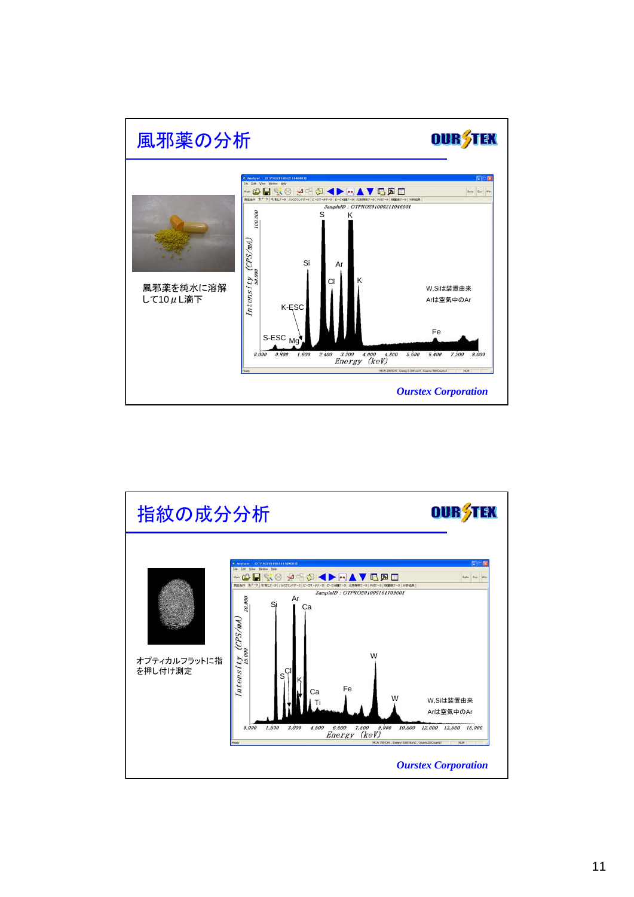## 風邪薬の分析

OURSTEX

風邪薬を純水に溶解して10μL滴下

SampleID : OTPRO201006211046001

S K Si Ar Cl K K-ESC S-ESC Mg Fe

W,Siは装置由来
Arは空気中のAr

Intensity (CPS/mA)

Energy (keV)

*Ourstex Corporation*

## 指紋の成分分析

OURSTEX

オプティカルフラットに指を押し付け測定

SampleID : OTPRO201006161709001

Si Ar Ca S Cl K Ca Ti Fe W W

W,Siは装置由来
Arは空気中のAr

Intensity (CPS/mA)

Energy (keV)

*Ourstex Corporation*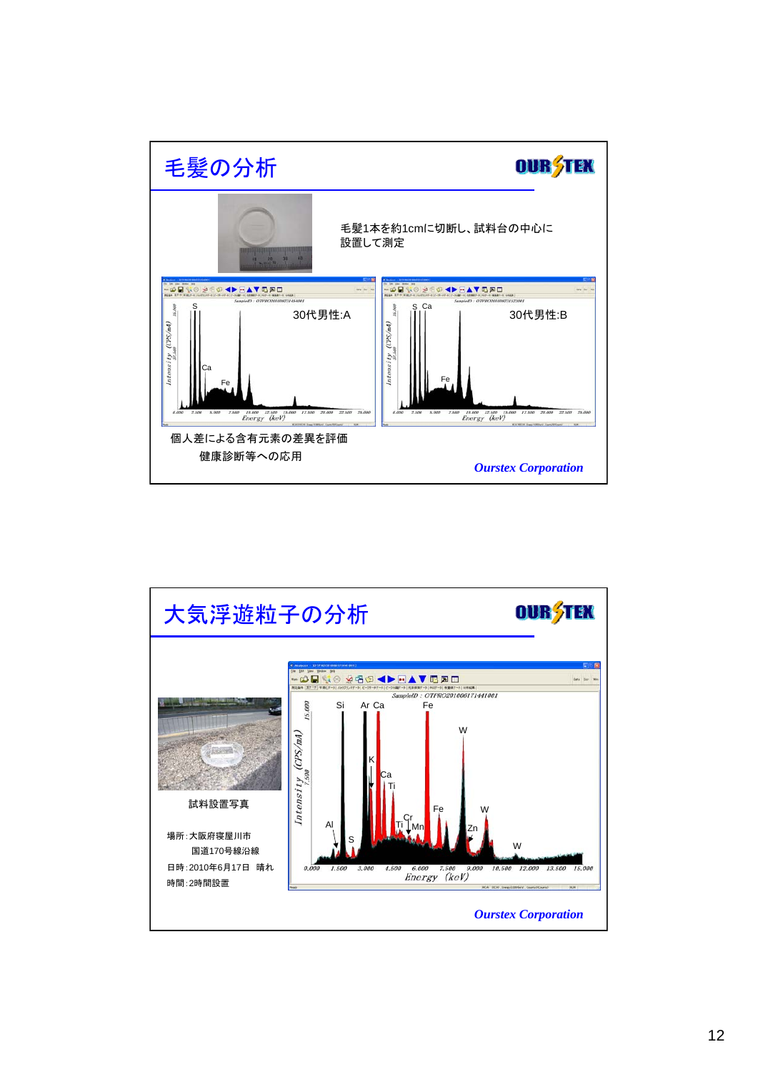## 毛髪の分析

OURSTEX

毛髪1本を約1cmに切断し、試料台の中心に設置して測定

30代男性:A

30代男性:B

個人差による含有元素の差異を評価

健康診断等への応用

*Ourstex Corporation*

## 大気浮遊粒子の分析

OURSTEX

試料設置写真

場所:大阪府寝屋川市
国道170号線沿線

日時:2010年6月17日　晴れ

時間:2時間設置

*Ourstex Corporation*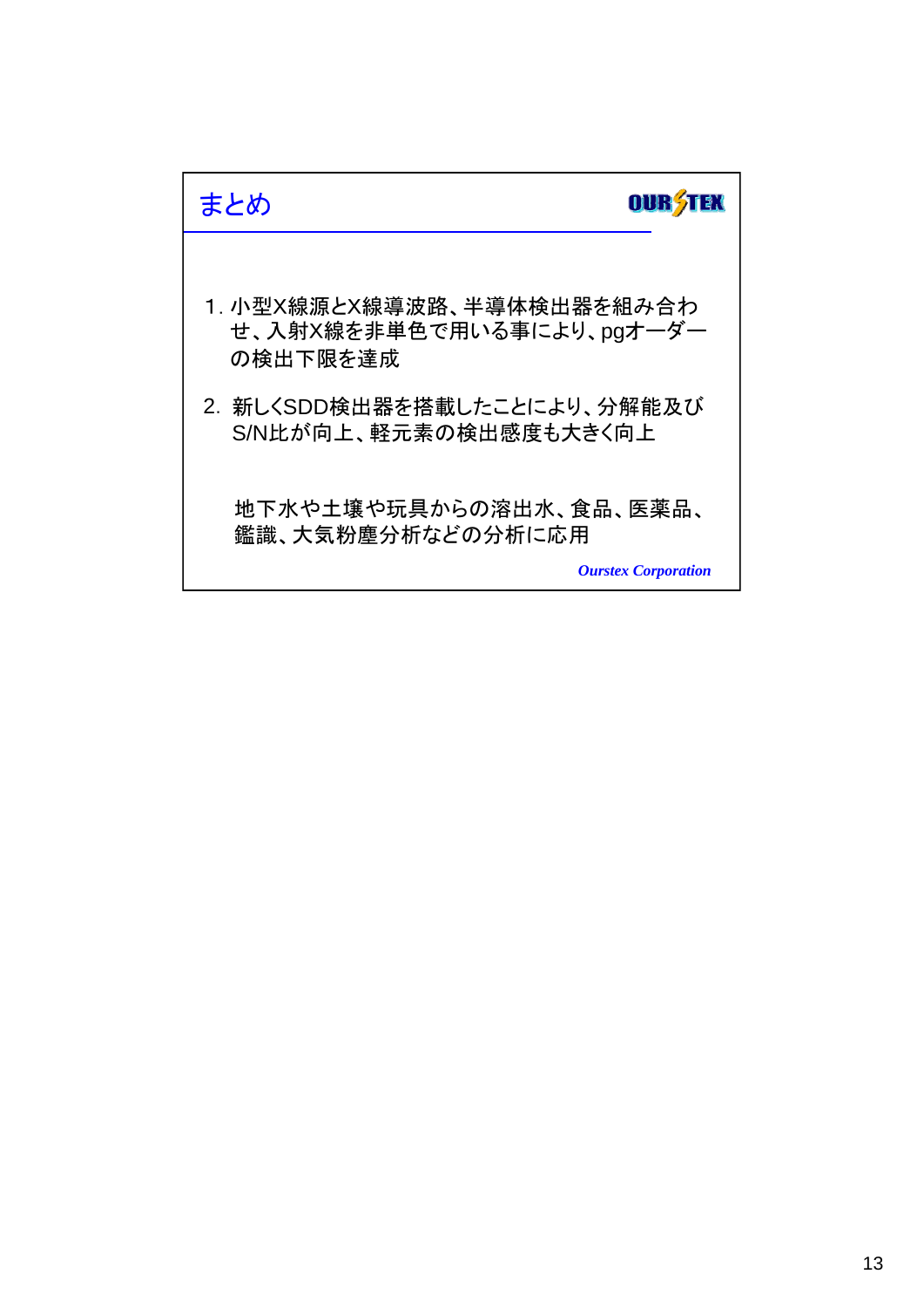## まとめ

OUR TEX

1. 小型X線源とX線導波路、半導体検出器を組み合わせ、入射X線を非単色で用いる事により、pgオーダーの検出下限を達成

2. 新しくSDD検出器を搭載したことにより、分解能及びS/N比が向上、軽元素の検出感度も大きく向上

地下水や土壌や玩具からの溶出水、食品、医薬品、鑑識、大気粉塵分析などの分析に応用

*Ourstex Corporation*